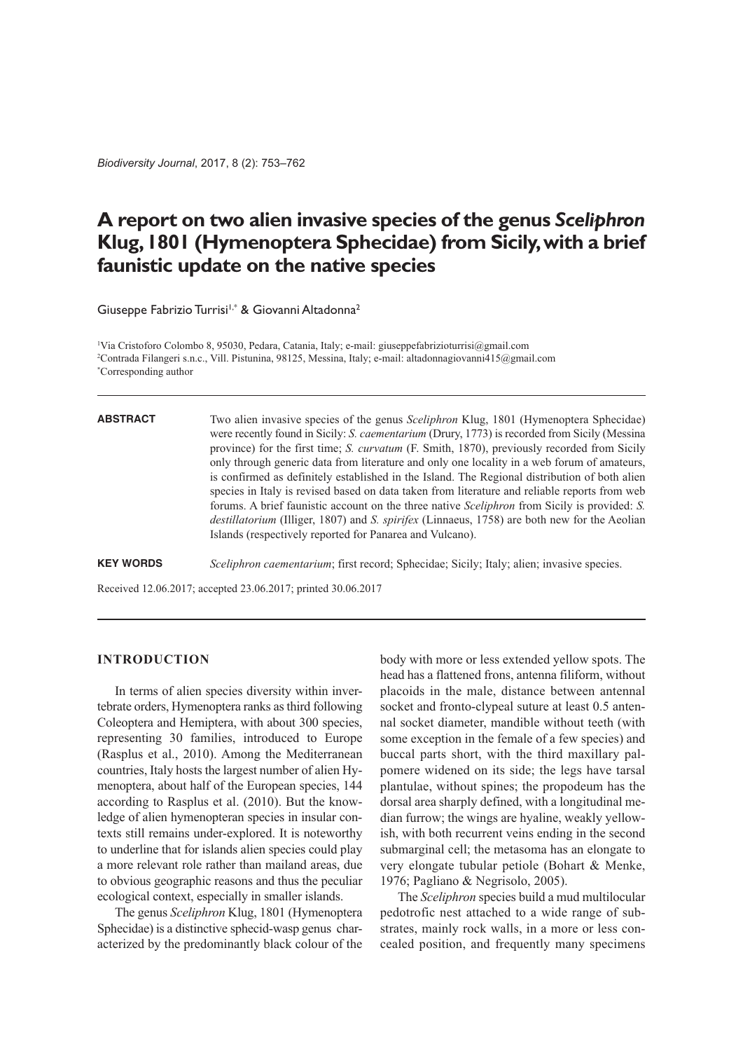# A report on two alien invasive species of the genus *Sceliphron* Klug, 1801 (Hymenoptera Sphecidae) from Sicily, with a brief faunistic update on the native species

Giuseppe Fabrizio Turrisi[1,*] & Giovanni Altadonna[2]

[1]Via Cristoforo Colombo 8, 95030, Pedara, Catania, Italy; e-mail: giuseppefabrizioturrisi@gmail.com
[2]Contrada Filangeri s.n.c., Vill. Pistunina, 98125, Messina, Italy; e-mail: altadonnagiovanni415@gmail.com
[*]Corresponding author

**ABSTRACT** Two alien invasive species of the genus *Sceliphron* Klug, 1801 (Hymenoptera Sphecidae) were recently found in Sicily: *S. caementarium* (Drury, 1773) is recorded from Sicily (Messina province) for the first time; *S. curvatum* (F. Smith, 1870), previously recorded from Sicily only through generic data from literature and only one locality in a web forum of amateurs, is confirmed as definitely established in the Island. The Regional distribution of both alien species in Italy is revised based on data taken from literature and reliable reports from web forums. A brief faunistic account on the three native *Sceliphron* from Sicily is provided: *S. destillatorium* (Illiger, 1807) and *S. spirifex* (Linnaeus, 1758) are both new for the Aeolian Islands (respectively reported for Panarea and Vulcano).

**KEY WORDS** *Sceliphron caementarium*; first record; Sphecidae; Sicily; Italy; alien; invasive species.

Received 12.06.2017; accepted 23.06.2017; printed 30.06.2017

## INTRODUCTION

In terms of alien species diversity within invertebrate orders, Hymenoptera ranks as third following Coleoptera and Hemiptera, with about 300 species, representing 30 families, introduced to Europe (Rasplus et al., 2010). Among the Mediterranean countries, Italy hosts the largest number of alien Hymenoptera, about half of the European species, 144 according to Rasplus et al. (2010). But the knowledge of alien hymenopteran species in insular contexts still remains under-explored. It is noteworthy to underline that for islands alien species could play a more relevant role rather than mainland areas, due to obvious geographic reasons and thus the peculiar ecological context, especially in smaller islands.

The genus *Sceliphron* Klug, 1801 (Hymenoptera Sphecidae) is a distinctive sphecid-wasp genus characterized by the predominantly black colour of the body with more or less extended yellow spots. The head has a flattened frons, antenna filiform, without placoids in the male, distance between antennal socket and fronto-clypeal suture at least 0.5 antennal socket diameter, mandible without teeth (with some exception in the female of a few species) and buccal parts short, with the third maxillary palpomere widened on its side; the legs have tarsal plantulae, without spines; the propodeum has the dorsal area sharply defined, with a longitudinal median furrow; the wings are hyaline, weakly yellowish, with both recurrent veins ending in the second submarginal cell; the metasoma has an elongate to very elongate tubular petiole (Bohart & Menke, 1976; Pagliano & Negrisolo, 2005).

The *Sceliphron* species build a mud multilocular pedotrofic nest attached to a wide range of substrates, mainly rock walls, in a more or less concealed position, and frequently many specimens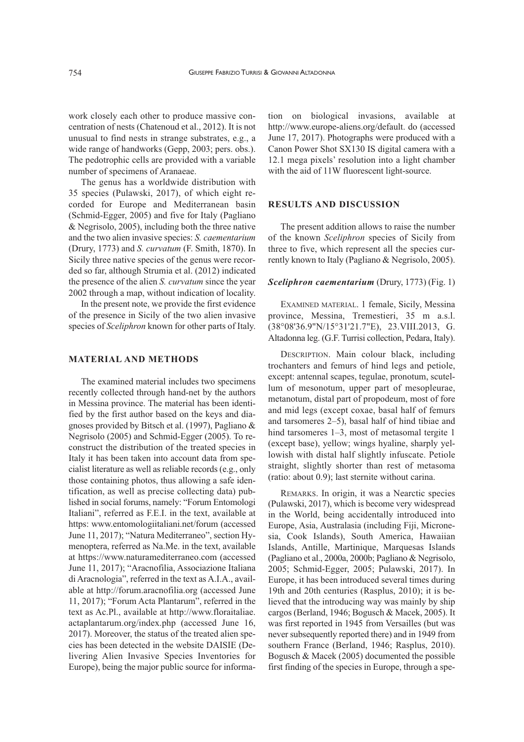work closely each other to produce massive concentration of nests (Chatenoud et al., 2012). It is not unusual to find nests in strange substrates, e.g., a wide range of handworks (Gepp, 2003; pers. obs.). The pedotrophic cells are provided with a variable number of specimens of Aranaeae.

The genus has a worldwide distribution with 35 species (Pulawski, 2017), of which eight recorded for Europe and Mediterranean basin (Schmid-Egger, 2005) and five for Italy (Pagliano & Negrisolo, 2005), including both the three native and the two alien invasive species: *S. caementarium* (Drury, 1773) and *S. curvatum* (F. Smith, 1870). In Sicily three native species of the genus were recorded so far, although Strumia et al. (2012) indicated the presence of the alien *S. curvatum* since the year 2002 through a map, without indication of locality.

In the present note, we provide the first evidence of the presence in Sicily of the two alien invasive species of *Sceliphron* known for other parts of Italy.

## MATERIAL AND METHODS

The examined material includes two specimens recently collected through hand-net by the authors in Messina province. The material has been identified by the first author based on the keys and diagnoses provided by Bitsch et al. (1997), Pagliano & Negrisolo (2005) and Schmid-Egger (2005). To reconstruct the distribution of the treated species in Italy it has been taken into account data from specialist literature as well as reliable records (e.g., only those containing photos, thus allowing a safe identification, as well as precise collecting data) published in social forums, namely: "Forum Entomologi Italiani", referred as F.E.I. in the text, available at https: www.entomologiitaliani.net/forum (accessed June 11, 2017); "Natura Mediterraneo", section Hymenoptera, referred as Na.Me. in the text, available at https://www.naturamediterraneo.com (accessed June 11, 2017); "Aracnofilia, Associazione Italiana di Aracnologia", referred in the text as A.I.A., available at http://forum.aracnofilia.org (accessed June 11, 2017); "Forum Acta Plantarum", referred in the text as Ac.Pl., available at http://www.floraitaliae.actaplantarum.org/index.php (accessed June 16, 2017). Moreover, the status of the treated alien species has been detected in the website DAISIE (Delivering Alien Invasive Species Inventories for Europe), being the major public source for information on biological invasions, available at http://www.europe-aliens.org/default. do (accessed June 17, 2017). Photographs were produced with a Canon Power Shot SX130 IS digital camera with a 12.1 mega pixels' resolution into a light chamber with the aid of 11W fluorescent light-source.

## RESULTS AND DISCUSSION

The present addition allows to raise the number of the known *Sceliphron* species of Sicily from three to five, which represent all the species currently known to Italy (Pagliano & Negrisolo, 2005).

### *Sceliphron caementarium* (Drury, 1773) (Fig. 1)

EXAMINED MATERIAL. 1 female, Sicily, Messina province, Messina, Tremestieri, 35 m a.s.l. (38°08'36.9"N/15°31'21.7"E), 23.VIII.2013, G. Altadonna leg. (G.F. Turrisi collection, Pedara, Italy).

DESCRIPTION. Main colour black, including trochanters and femurs of hind legs and petiole, except: antennal scapes, tegulae, pronotum, scutellum of mesonotum, upper part of mesopleurae, metanotum, distal part of propodeum, most of fore and mid legs (except coxae, basal half of femurs and tarsomeres 2–5), basal half of hind tibiae and hind tarsomeres 1–3, most of metasomal tergite 1 (except base), yellow; wings hyaline, sharply yellowish with distal half slightly infuscate. Petiole straight, slightly shorter than rest of metasoma (ratio: about 0.9); last sternite without carina.

REMARKS. In origin, it was a Nearctic species (Pulawski, 2017), which is become very widespread in the World, being accidentally introduced into Europe, Asia, Australasia (including Fiji, Micronesia, Cook Islands), South America, Hawaiian Islands, Antille, Martinique, Marquesas Islands (Pagliano et al., 2000a, 2000b; Pagliano & Negrisolo, 2005; Schmid-Egger, 2005; Pulawski, 2017). In Europe, it has been introduced several times during 19th and 20th centuries (Rasplus, 2010); it is believed that the introducing way was mainly by ship cargos (Berland, 1946; Bogusch & Macek, 2005). It was first reported in 1945 from Versailles (but was never subsequently reported there) and in 1949 from southern France (Berland, 1946; Rasplus, 2010). Bogusch & Macek (2005) documented the possible first finding of the species in Europe, through a spe-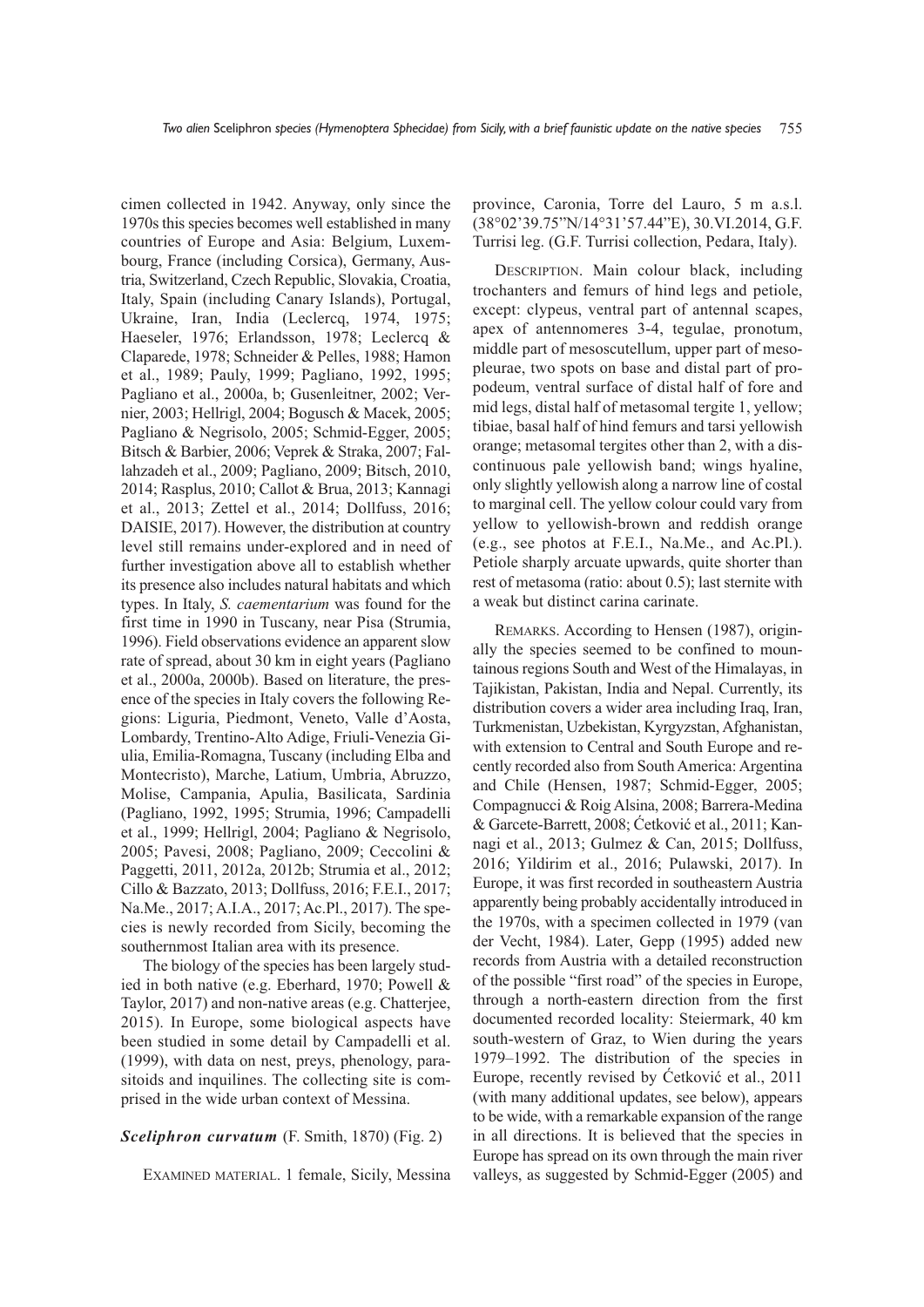cimen collected in 1942. Anyway, only since the 1970s this species becomes well established in many countries of Europe and Asia: Belgium, Luxembourg, France (including Corsica), Germany, Austria, Switzerland, Czech Republic, Slovakia, Croatia, Italy, Spain (including Canary Islands), Portugal, Ukraine, Iran, India (Leclercq, 1974, 1975; Haeseler, 1976; Erlandsson, 1978; Leclercq & Claparede, 1978; Schneider & Pelles, 1988; Hamon et al., 1989; Pauly, 1999; Pagliano, 1992, 1995; Pagliano et al., 2000a, b; Gusenleitner, 2002; Vernier, 2003; Hellrigl, 2004; Bogusch & Macek, 2005; Pagliano & Negrisolo, 2005; Schmid-Egger, 2005; Bitsch & Barbier, 2006; Veprek & Straka, 2007; Fallahzadeh et al., 2009; Pagliano, 2009; Bitsch, 2010, 2014; Rasplus, 2010; Callot & Brua, 2013; Kannagi et al., 2013; Zettel et al., 2014; Dollfuss, 2016; DAISIE, 2017). However, the distribution at country level still remains under-explored and in need of further investigation above all to establish whether its presence also includes natural habitats and which types. In Italy, *S. caementarium* was found for the first time in 1990 in Tuscany, near Pisa (Strumia, 1996). Field observations evidence an apparent slow rate of spread, about 30 km in eight years (Pagliano et al., 2000a, 2000b). Based on literature, the presence of the species in Italy covers the following Regions: Liguria, Piedmont, Veneto, Valle d'Aosta, Lombardy, Trentino-Alto Adige, Friuli-Venezia Giulia, Emilia-Romagna, Tuscany (including Elba and Montecristo), Marche, Latium, Umbria, Abruzzo, Molise, Campania, Apulia, Basilicata, Sardinia (Pagliano, 1992, 1995; Strumia, 1996; Campadelli et al., 1999; Hellrigl, 2004; Pagliano & Negrisolo, 2005; Pavesi, 2008; Pagliano, 2009; Ceccolini & Paggetti, 2011, 2012a, 2012b; Strumia et al., 2012; Cillo & Bazzato, 2013; Dollfuss, 2016; F.E.I., 2017; Na.Me., 2017; A.I.A., 2017; Ac.Pl., 2017). The species is newly recorded from Sicily, becoming the southernmost Italian area with its presence.

The biology of the species has been largely studied in both native (e.g. Eberhard, 1970; Powell & Taylor, 2017) and non-native areas (e.g. Chatterjee, 2015). In Europe, some biological aspects have been studied in some detail by Campadelli et al. (1999), with data on nest, preys, phenology, parasitoids and inquilines. The collecting site is comprised in the wide urban context of Messina.

### *Sceliphron curvatum* (F. Smith, 1870) (Fig. 2)

EXAMINED MATERIAL. 1 female, Sicily, Messina province, Caronia, Torre del Lauro, 5 m a.s.l. (38°02'39.75"N/14°31'57.44"E), 30.VI.2014, G.F. Turrisi leg. (G.F. Turrisi collection, Pedara, Italy).

DESCRIPTION. Main colour black, including trochanters and femurs of hind legs and petiole, except: clypeus, ventral part of antennal scapes, apex of antennomeres 3-4, tegulae, pronotum, middle part of mesoscutellum, upper part of mesopleurae, two spots on base and distal part of propodeum, ventral surface of distal half of fore and mid legs, distal half of metasomal tergite 1, yellow; tibiae, basal half of hind femurs and tarsi yellowish orange; metasomal tergites other than 2, with a discontinuous pale yellowish band; wings hyaline, only slightly yellowish along a narrow line of costal to marginal cell. The yellow colour could vary from yellow to yellowish-brown and reddish orange (e.g., see photos at F.E.I., Na.Me., and Ac.Pl.). Petiole sharply arcuate upwards, quite shorter than rest of metasoma (ratio: about 0.5); last sternite with a weak but distinct carina carinate.

REMARKS. According to Hensen (1987), originally the species seemed to be confined to mountainous regions South and West of the Himalayas, in Tajikistan, Pakistan, India and Nepal. Currently, its distribution covers a wider area including Iraq, Iran, Turkmenistan, Uzbekistan, Kyrgyzstan, Afghanistan, with extension to Central and South Europe and recently recorded also from South America: Argentina and Chile (Hensen, 1987; Schmid-Egger, 2005; Compagnucci & Roig Alsina, 2008; Barrera-Medina & Garcete-Barrett, 2008; Ćetković et al., 2011; Kannagi et al., 2013; Gulmez & Can, 2015; Dollfuss, 2016; Yildirim et al., 2016; Pulawski, 2017). In Europe, it was first recorded in southeastern Austria apparently being probably accidentally introduced in the 1970s, with a specimen collected in 1979 (van der Vecht, 1984). Later, Gepp (1995) added new records from Austria with a detailed reconstruction of the possible "first road" of the species in Europe, through a north-eastern direction from the first documented recorded locality: Steiermark, 40 km south-western of Graz, to Wien during the years 1979–1992. The distribution of the species in Europe, recently revised by Ćetković et al., 2011 (with many additional updates, see below), appears to be wide, with a remarkable expansion of the range in all directions. It is believed that the species in Europe has spread on its own through the main river valleys, as suggested by Schmid-Egger (2005) and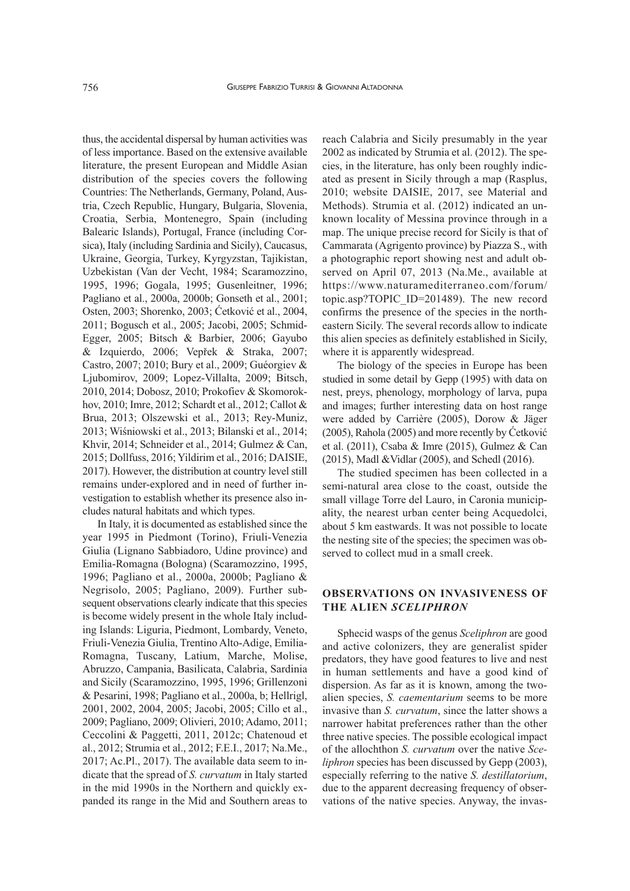thus, the accidental dispersal by human activities was of less importance. Based on the extensive available literature, the present European and Middle Asian distribution of the species covers the following Countries: The Netherlands, Germany, Poland, Austria, Czech Republic, Hungary, Bulgaria, Slovenia, Croatia, Serbia, Montenegro, Spain (including Balearic Islands), Portugal, France (including Corsica), Italy (including Sardinia and Sicily), Caucasus, Ukraine, Georgia, Turkey, Kyrgyzstan, Tajikistan, Uzbekistan (Van der Vecht, 1984; Scaramozzino, 1995, 1996; Gogala, 1995; Gusenleitner, 1996; Pagliano et al., 2000a, 2000b; Gonseth et al., 2001; Osten, 2003; Shorenko, 2003; Ćetković et al., 2004, 2011; Bogusch et al., 2005; Jacobi, 2005; Schmid-Egger, 2005; Bitsch & Barbier, 2006; Gayubo & Izquierdo, 2006; Vepřek & Straka, 2007; Castro, 2007; 2010; Bury et al., 2009; Guéorgiev & Ljubomirov, 2009; Lopez-Villalta, 2009; Bitsch, 2010, 2014; Dobosz, 2010; Prokofiev & Skomorokhov, 2010; Imre, 2012; Schardt et al., 2012; Callot & Brua, 2013; Olszewski et al., 2013; Rey-Muniz, 2013; Wiśniowski et al., 2013; Bilanski et al., 2014; Khvir, 2014; Schneider et al., 2014; Gulmez & Can, 2015; Dollfuss, 2016; Yildirim et al., 2016; DAISIE, 2017). However, the distribution at country level still remains under-explored and in need of further investigation to establish whether its presence also includes natural habitats and which types.

In Italy, it is documented as established since the year 1995 in Piedmont (Torino), Friuli-Venezia Giulia (Lignano Sabbiadoro, Udine province) and Emilia-Romagna (Bologna) (Scaramozzino, 1995, 1996; Pagliano et al., 2000a, 2000b; Pagliano & Negrisolo, 2005; Pagliano, 2009). Further subsequent observations clearly indicate that this species is become widely present in the whole Italy including Islands: Liguria, Piedmont, Lombardy, Veneto, Friuli-Venezia Giulia, Trentino Alto-Adige, Emilia-Romagna, Tuscany, Latium, Marche, Molise, Abruzzo, Campania, Basilicata, Calabria, Sardinia and Sicily (Scaramozzino, 1995, 1996; Grillenzoni & Pesarini, 1998; Pagliano et al., 2000a, b; Hellrigl, 2001, 2002, 2004, 2005; Jacobi, 2005; Cillo et al., 2009; Pagliano, 2009; Olivieri, 2010; Adamo, 2011; Ceccolini & Paggetti, 2011, 2012c; Chatenoud et al., 2012; Strumia et al., 2012; F.E.I., 2017; Na.Me., 2017; Ac.Pl., 2017). The available data seem to indicate that the spread of *S. curvatum* in Italy started in the mid 1990s in the Northern and quickly expanded its range in the Mid and Southern areas to reach Calabria and Sicily presumably in the year 2002 as indicated by Strumia et al. (2012). The species, in the literature, has only been roughly indicated as present in Sicily through a map (Rasplus, 2010; website DAISIE, 2017, see Material and Methods). Strumia et al. (2012) indicated an unknown locality of Messina province through in a map. The unique precise record for Sicily is that of Cammarata (Agrigento province) by Piazza S., with a photographic report showing nest and adult observed on April 07, 2013 (Na.Me., available at https://www.naturamediterraneo.com/forum/topic.asp?TOPIC_ID=201489). The new record confirms the presence of the species in the northeastern Sicily. The several records allow to indicate this alien species as definitely established in Sicily, where it is apparently widespread.

The biology of the species in Europe has been studied in some detail by Gepp (1995) with data on nest, preys, phenology, morphology of larva, pupa and images; further interesting data on host range were added by Carrière (2005), Dorow & Jäger (2005), Rahola (2005) and more recently by Ćetković et al. (2011), Csaba & Imre (2015), Gulmez & Can (2015), Madl &Vidlar (2005), and Schedl (2016).

The studied specimen has been collected in a semi-natural area close to the coast, outside the small village Torre del Lauro, in Caronia municipality, the nearest urban center being Acquedolci, about 5 km eastwards. It was not possible to locate the nesting site of the species; the specimen was observed to collect mud in a small creek.

## OBSERVATIONS ON INVASIVENESS OF THE ALIEN *SCELIPHRON*

Sphecid wasps of the genus *Sceliphron* are good and active colonizers, they are generalist spider predators, they have good features to live and nest in human settlements and have a good kind of dispersion. As far as it is known, among the two-alien species, *S. caementarium* seems to be more invasive than *S. curvatum*, since the latter shows a narrower habitat preferences rather than the other three native species. The possible ecological impact of the allochthon *S. curvatum* over the native *Sceliphron* species has been discussed by Gepp (2003), especially referring to the native *S. destillatorium*, due to the apparent decreasing frequency of observations of the native species. Anyway, the invas-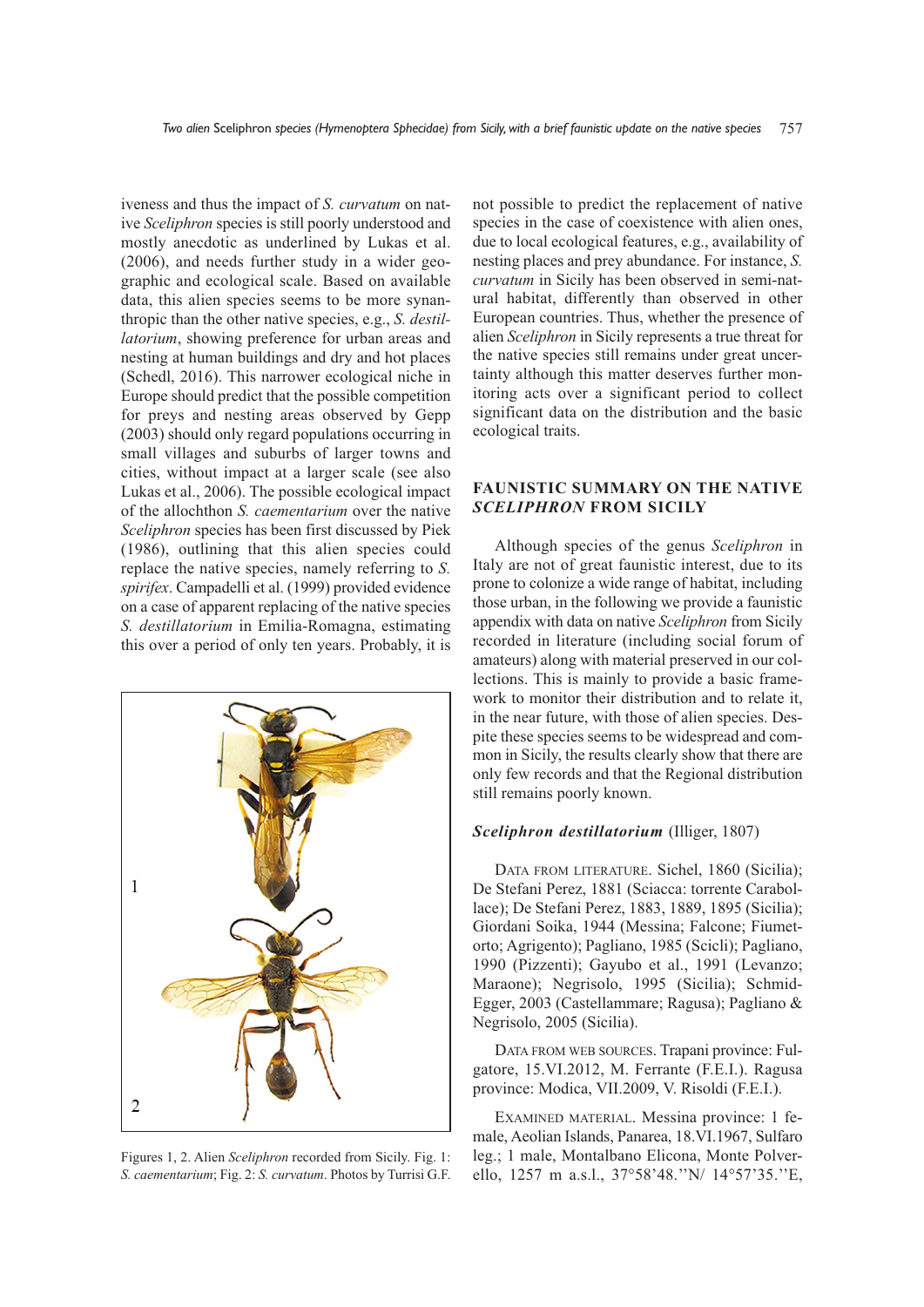iveness and thus the impact of *S. curvatum* on native *Sceliphron* species is still poorly understood and mostly anecdotic as underlined by Lukas et al. (2006), and needs further study in a wider geographic and ecological scale. Based on available data, this alien species seems to be more synanthropic than the other native species, e.g., *S. destillatorium*, showing preference for urban areas and nesting at human buildings and dry and hot places (Schedl, 2016). This narrower ecological niche in Europe should predict that the possible competition for preys and nesting areas observed by Gepp (2003) should only regard populations occurring in small villages and suburbs of larger towns and cities, without impact at a larger scale (see also Lukas et al., 2006). The possible ecological impact of the allochthon *S. caementarium* over the native *Sceliphron* species has been first discussed by Piek (1986), outlining that this alien species could replace the native species, namely referring to *S. spirifex*. Campadelli et al. (1999) provided evidence on a case of apparent replacing of the native species *S. destillatorium* in Emilia-Romagna, estimating this over a period of only ten years. Probably, it is not possible to predict the replacement of native species in the case of coexistence with alien ones, due to local ecological features, e.g., availability of nesting places and prey abundance. For instance, *S. curvatum* in Sicily has been observed in semi-natural habitat, differently than observed in other European countries. Thus, whether the presence of alien *Sceliphron* in Sicily represents a true threat for the native species still remains under great uncertainty although this matter deserves further monitoring acts over a significant period to collect significant data on the distribution and the basic ecological traits.

Figures 1, 2. Alien *Sceliphron* recorded from Sicily. Fig. 1: *S. caementarium*; Fig. 2: *S. curvatum*. Photos by Turrisi G.F.

## FAUNISTIC SUMMARY ON THE NATIVE *SCELIPHRON* FROM SICILY

Although species of the genus *Sceliphron* in Italy are not of great faunistic interest, due to its prone to colonize a wide range of habitat, including those urban, in the following we provide a faunistic appendix with data on native *Sceliphron* from Sicily recorded in literature (including social forum of amateurs) along with material preserved in our collections. This is mainly to provide a basic framework to monitor their distribution and to relate it, in the near future, with those of alien species. Despite these species seems to be widespread and common in Sicily, the results clearly show that there are only few records and that the Regional distribution still remains poorly known.

### ***Sceliphron destillatorium*** (Illiger, 1807)

Data from literature. Sichel, 1860 (Sicilia); De Stefani Perez, 1881 (Sciacca: torrente Carabollace); De Stefani Perez, 1883, 1889, 1895 (Sicilia); Giordani Soika, 1944 (Messina; Falcone; Fiumetorto; Agrigento); Pagliano, 1985 (Scicli); Pagliano, 1990 (Pizzenti); Gayubo et al., 1991 (Levanzo; Maraone); Negrisolo, 1995 (Sicilia); Schmid-Egger, 2003 (Castellammare; Ragusa); Pagliano & Negrisolo, 2005 (Sicilia).

Data from web sources. Trapani province: Fulgatore, 15.VI.2012, M. Ferrante (F.E.I.). Ragusa province: Modica, VII.2009, V. Risoldi (F.E.I.).

Examined material. Messina province: 1 female, Aeolian Islands, Panarea, 18.VI.1967, Sulfaro leg.; 1 male, Montalbano Elicona, Monte Polverello, 1257 m a.s.l., 37°58'48.''N/ 14°57'35.''E,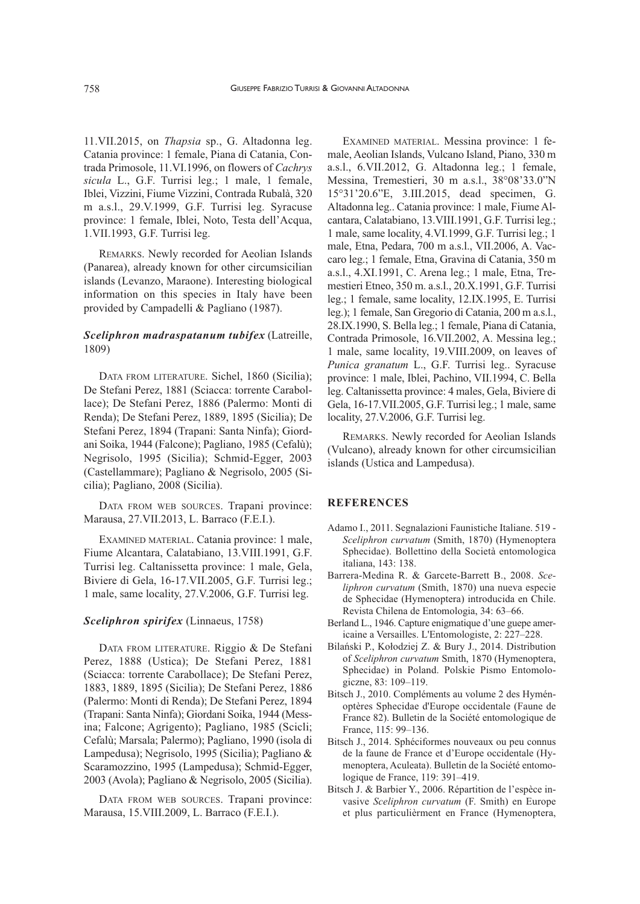11.VII.2015, on *Thapsia* sp., G. Altadonna leg. Catania province: 1 female, Piana di Catania, Contrada Primosole, 11.VI.1996, on flowers of *Cachrys sicula* L., G.F. Turrisi leg.; 1 male, 1 female, Iblei, Vizzini, Fiume Vizzini, Contrada Rubalà, 320 m a.s.l., 29.V.1999, G.F. Turrisi leg. Syracuse province: 1 female, Iblei, Noto, Testa dell'Acqua, 1.VII.1993, G.F. Turrisi leg.

REMARKS. Newly recorded for Aeolian Islands (Panarea), already known for other circumsicilian islands (Levanzo, Maraone). Interesting biological information on this species in Italy have been provided by Campadelli & Pagliano (1987).

### *Sceliphron madraspatanum tubifex* (Latreille, 1809)

DATA FROM LITERATURE. Sichel, 1860 (Sicilia); De Stefani Perez, 1881 (Sciacca: torrente Carabollace); De Stefani Perez, 1886 (Palermo: Monti di Renda); De Stefani Perez, 1889, 1895 (Sicilia); De Stefani Perez, 1894 (Trapani: Santa Ninfa); Giordani Soika, 1944 (Falcone); Pagliano, 1985 (Cefalù); Negrisolo, 1995 (Sicilia); Schmid-Egger, 2003 (Castellammare); Pagliano & Negrisolo, 2005 (Sicilia); Pagliano, 2008 (Sicilia).

DATA FROM WEB SOURCES. Trapani province: Marausa, 27.VII.2013, L. Barraco (F.E.I.).

EXAMINED MATERIAL. Catania province: 1 male, Fiume Alcantara, Calatabiano, 13.VIII.1991, G.F. Turrisi leg. Caltanissetta province: 1 male, Gela, Biviere di Gela, 16-17.VII.2005, G.F. Turrisi leg.; 1 male, same locality, 27.V.2006, G.F. Turrisi leg.

### *Sceliphron spirifex* (Linnaeus, 1758)

DATA FROM LITERATURE. Riggio & De Stefani Perez, 1888 (Ustica); De Stefani Perez, 1881 (Sciacca: torrente Carabollace); De Stefani Perez, 1883, 1889, 1895 (Sicilia); De Stefani Perez, 1886 (Palermo: Monti di Renda); De Stefani Perez, 1894 (Trapani: Santa Ninfa); Giordani Soika, 1944 (Messina; Falcone; Agrigento); Pagliano, 1985 (Scicli; Cefalù; Marsala; Palermo); Pagliano, 1990 (isola di Lampedusa); Negrisolo, 1995 (Sicilia); Pagliano & Scaramozzino, 1995 (Lampedusa); Schmid-Egger, 2003 (Avola); Pagliano & Negrisolo, 2005 (Sicilia).

DATA FROM WEB SOURCES. Trapani province: Marausa, 15.VIII.2009, L. Barraco (F.E.I.).

EXAMINED MATERIAL. Messina province: 1 female, Aeolian Islands, Vulcano Island, Piano, 330 m a.s.l., 6.VII.2012, G. Altadonna leg.; 1 female, Messina, Tremestieri, 30 m a.s.l., 38°08'33.0"N 15°31'20.6"E, 3.III.2015, dead specimen, G. Altadonna leg.. Catania province: 1 male, Fiume Alcantara, Calatabiano, 13.VIII.1991, G.F. Turrisi leg.; 1 male, same locality, 4.VI.1999, G.F. Turrisi leg.; 1 male, Etna, Pedara, 700 m a.s.l., VII.2006, A. Vaccaro leg.; 1 female, Etna, Gravina di Catania, 350 m a.s.l., 4.XI.1991, C. Arena leg.; 1 male, Etna, Tremestieri Etneo, 350 m. a.s.l., 20.X.1991, G.F. Turrisi leg.; 1 female, same locality, 12.IX.1995, E. Turrisi leg.); 1 female, San Gregorio di Catania, 200 m a.s.l., 28.IX.1990, S. Bella leg.; 1 female, Piana di Catania, Contrada Primosole, 16.VII.2002, A. Messina leg.; 1 male, same locality, 19.VIII.2009, on leaves of *Punica granatum* L., G.F. Turrisi leg.. Syracuse province: 1 male, Iblei, Pachino, VII.1994, C. Bella leg. Caltanissetta province: 4 males, Gela, Biviere di Gela, 16-17.VII.2005, G.F. Turrisi leg.; 1 male, same locality, 27.V.2006, G.F. Turrisi leg.

REMARKS. Newly recorded for Aeolian Islands (Vulcano), already known for other circumsicilian islands (Ustica and Lampedusa).

## REFERENCES

- Adamo I., 2011. Segnalazioni Faunistiche Italiane. 519 - *Sceliphron curvatum* (Smith, 1870) (Hymenoptera Sphecidae). Bollettino della Società entomologica italiana, 143: 138.
- Barrera-Medina R. & Garcete-Barrett B., 2008. *Sceliphron curvatum* (Smith, 1870) una nueva especie de Sphecidae (Hymenoptera) introducida en Chile. Revista Chilena de Entomologia, 34: 63–66.
- Berland L., 1946. Capture enigmatique d'une guepe americaine a Versailles. L'Entomologiste, 2: 227–228.
- Bilański P., Kołodziej Z. & Bury J., 2014. Distribution of *Sceliphron curvatum* Smith, 1870 (Hymenoptera, Sphecidae) in Poland. Polskie Pismo Entomologiczne, 83: 109–119.
- Bitsch J., 2010. Compléments au volume 2 des Hyménoptères Sphecidae d'Europe occidentale (Faune de France 82). Bulletin de la Société entomologique de France, 115: 99–136.
- Bitsch J., 2014. Sphéciformes nouveaux ou peu connus de la faune de France et d'Europe occidentale (Hymenoptera, Aculeata). Bulletin de la Société entomologique de France, 119: 391–419.
- Bitsch J. & Barbier Y., 2006. Répartition de l'espèce invasive *Sceliphron curvatum* (F. Smith) en Europe et plus particulièrment en France (Hymenoptera,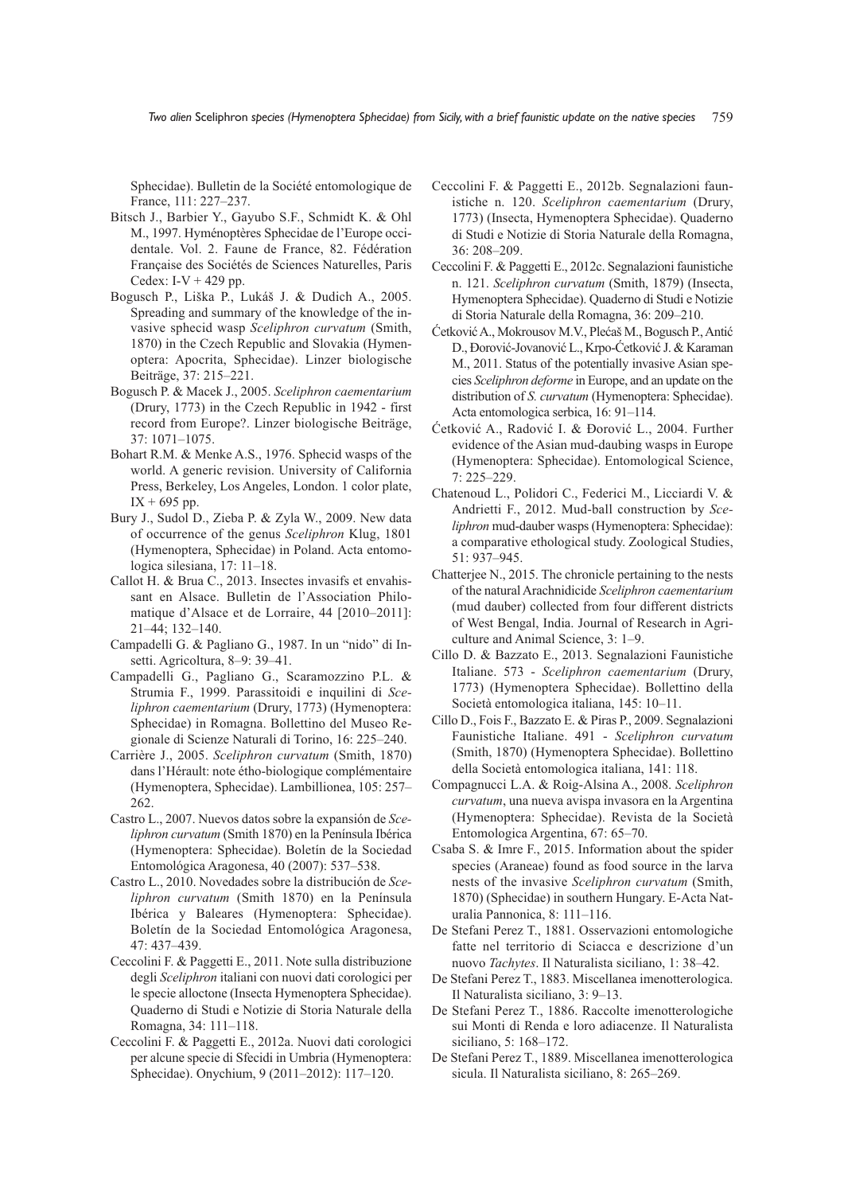Sphecidae). Bulletin de la Société entomologique de France, 111: 227–237.

Bitsch J., Barbier Y., Gayubo S.F., Schmidt K. & Ohl M., 1997. Hyménoptères Sphecidae de l'Europe occidentale. Vol. 2. Faune de France, 82. Fédération Française des Sociétés de Sciences Naturelles, Paris Cedex: I-V + 429 pp.

Bogusch P., Liška P., Lukáš J. & Dudich A., 2005. Spreading and summary of the knowledge of the invasive sphecid wasp *Sceliphron curvatum* (Smith, 1870) in the Czech Republic and Slovakia (Hymenoptera: Apocrita, Sphecidae). Linzer biologische Beiträge, 37: 215–221.

Bogusch P. & Macek J., 2005. *Sceliphron caementarium* (Drury, 1773) in the Czech Republic in 1942 - first record from Europe?. Linzer biologische Beiträge, 37: 1071–1075.

Bohart R.M. & Menke A.S., 1976. Sphecid wasps of the world. A generic revision. University of California Press, Berkeley, Los Angeles, London. 1 color plate, IX + 695 pp.

Bury J., Sudol D., Zieba P. & Zyla W., 2009. New data of occurrence of the genus *Sceliphron* Klug, 1801 (Hymenoptera, Sphecidae) in Poland. Acta entomologica silesiana, 17: 11–18.

Callot H. & Brua C., 2013. Insectes invasifs et envahissant en Alsace. Bulletin de l'Association Philomatique d'Alsace et de Lorraire, 44 [2010–2011]: 21–44; 132–140.

Campadelli G. & Pagliano G., 1987. In un "nido" di Insetti. Agricoltura, 8–9: 39–41.

Campadelli G., Pagliano G., Scaramozzino P.L. & Strumia F., 1999. Parassitoidi e inquilini di *Sceliphron caementarium* (Drury, 1773) (Hymenoptera: Sphecidae) in Romagna. Bollettino del Museo Regionale di Scienze Naturali di Torino, 16: 225–240.

Carrière J., 2005. *Sceliphron curvatum* (Smith, 1870) dans l'Hérault: note étho-biologique complémentaire (Hymenoptera, Sphecidae). Lambillionea, 105: 257–262.

Castro L., 2007. Nuevos datos sobre la expansión de *Sceliphron curvatum* (Smith 1870) en la Península Ibérica (Hymenoptera: Sphecidae). Boletín de la Sociedad Entomológica Aragonesa, 40 (2007): 537–538.

Castro L., 2010. Novedades sobre la distribución de *Sceliphron curvatum* (Smith 1870) en la Península Ibérica y Baleares (Hymenoptera: Sphecidae). Boletín de la Sociedad Entomológica Aragonesa, 47: 437–439.

Ceccolini F. & Paggetti E., 2011. Note sulla distribuzione degli *Sceliphron* italiani con nuovi dati corologici per le specie alloctone (Insecta Hymenoptera Sphecidae). Quaderno di Studi e Notizie di Storia Naturale della Romagna, 34: 111–118.

Ceccolini F. & Paggetti E., 2012a. Nuovi dati corologici per alcune specie di Sfecidi in Umbria (Hymenoptera: Sphecidae). Onychium, 9 (2011–2012): 117–120.

Ceccolini F. & Paggetti E., 2012b. Segnalazioni faunistiche n. 120. *Sceliphron caementarium* (Drury, 1773) (Insecta, Hymenoptera Sphecidae). Quaderno di Studi e Notizie di Storia Naturale della Romagna, 36: 208–209.

Ceccolini F. & Paggetti E., 2012c. Segnalazioni faunistiche n. 121. *Sceliphron curvatum* (Smith, 1879) (Insecta, Hymenoptera Sphecidae). Quaderno di Studi e Notizie di Storia Naturale della Romagna, 36: 209–210.

Ćetković A., Mokrousov M.V., Plećaš M., Bogusch P., Antić D., Đorović-Jovanović L., Krpo-Ćetković J. & Karaman M., 2011. Status of the potentially invasive Asian species *Sceliphron deforme* in Europe, and an update on the distribution of *S. curvatum* (Hymenoptera: Sphecidae). Acta entomologica serbica, 16: 91–114.

Ćetković A., Radović I. & Đorović L., 2004. Further evidence of the Asian mud-daubing wasps in Europe (Hymenoptera: Sphecidae). Entomological Science, 7: 225–229.

Chatenoud L., Polidori C., Federici M., Licciardi V. & Andrietti F., 2012. Mud-ball construction by *Sceliphron* mud-dauber wasps (Hymenoptera: Sphecidae): a comparative ethological study. Zoological Studies, 51: 937–945.

Chatterjee N., 2015. The chronicle pertaining to the nests of the natural Arachnidicide *Sceliphron caementarium* (mud dauber) collected from four different districts of West Bengal, India. Journal of Research in Agriculture and Animal Science, 3: 1–9.

Cillo D. & Bazzato E., 2013. Segnalazioni Faunistiche Italiane. 573 - *Sceliphron caementarium* (Drury, 1773) (Hymenoptera Sphecidae). Bollettino della Società entomologica italiana, 145: 10–11.

Cillo D., Fois F., Bazzato E. & Piras P., 2009. Segnalazioni Faunistiche Italiane. 491 - *Sceliphron curvatum* (Smith, 1870) (Hymenoptera Sphecidae). Bollettino della Società entomologica italiana, 141: 118.

Compagnucci L.A. & Roig-Alsina A., 2008. *Sceliphron curvatum*, una nueva avispa invasora en la Argentina (Hymenoptera: Sphecidae). Revista de la Società Entomologica Argentina, 67: 65–70.

Csaba S. & Imre F., 2015. Information about the spider species (Araneae) found as food source in the larva nests of the invasive *Sceliphron curvatum* (Smith, 1870) (Sphecidae) in southern Hungary. E-Acta Naturalia Pannonica, 8: 111–116.

De Stefani Perez T., 1881. Osservazioni entomologiche fatte nel territorio di Sciacca e descrizione d'un nuovo *Tachytes*. Il Naturalista siciliano, 1: 38–42.

De Stefani Perez T., 1883. Miscellanea imenotterologica. Il Naturalista siciliano, 3: 9–13.

De Stefani Perez T., 1886. Raccolte imenotterologiche sui Monti di Renda e loro adiacenze. Il Naturalista siciliano, 5: 168–172.

De Stefani Perez T., 1889. Miscellanea imenotterologica sicula. Il Naturalista siciliano, 8: 265–269.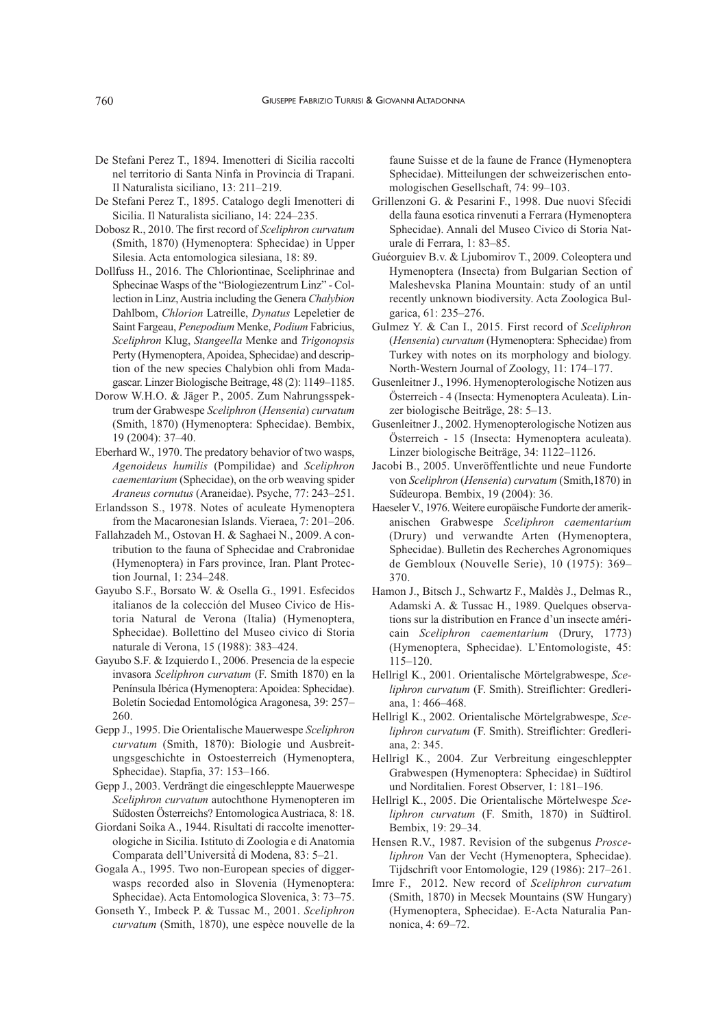De Stefani Perez T., 1894. Imenotteri di Sicilia raccolti nel territorio di Santa Ninfa in Provincia di Trapani. Il Naturalista siciliano, 13: 211–219.

De Stefani Perez T., 1895. Catalogo degli Imenotteri di Sicilia. Il Naturalista siciliano, 14: 224–235.

Dobosz R., 2010. The first record of *Sceliphron curvatum* (Smith, 1870) (Hymenoptera: Sphecidae) in Upper Silesia. Acta entomologica silesiana, 18: 89.

Dollfuss H., 2016. The Chloriontinae, Sceliphrinae and Sphecinae Wasps of the "Biologiezentrum Linz" - Collection in Linz, Austria including the Genera *Chalybion* Dahlbom, *Chlorion* Latreille, *Dynatus* Lepeletier de Saint Fargeau, *Penepodium* Menke, *Podium* Fabricius, *Sceliphron* Klug, *Stangeella* Menke and *Trigonopsis* Perty (Hymenoptera, Apoidea, Sphecidae) and description of the new species Chalybion ohli from Madagascar. Linzer Biologische Beitrage, 48 (2): 1149–1185.

Dorow W.H.O. & Jäger P., 2005. Zum Nahrungsspektrum der Grabwespe *Sceliphron* (*Hensenia*) *curvatum* (Smith, 1870) (Hymenoptera: Sphecidae). Bembix, 19 (2004): 37–40.

Eberhard W., 1970. The predatory behavior of two wasps, *Agenoideus humilis* (Pompilidae) and *Sceliphron caementarium* (Sphecidae), on the orb weaving spider *Araneus cornutus* (Araneidae). Psyche, 77: 243–251.

Erlandsson S., 1978. Notes of aculeate Hymenoptera from the Macaronesian Islands. Vieraea, 7: 201–206.

Fallahzadeh M., Ostovan H. & Saghaei N., 2009. A contribution to the fauna of Sphecidae and Crabronidae (Hymenoptera) in Fars province, Iran. Plant Protection Journal, 1: 234–248.

Gayubo S.F., Borsato W. & Osella G., 1991. Esfecidos italianos de la colección del Museo Civico de Historia Natural de Verona (Italia) (Hymenoptera, Sphecidae). Bollettino del Museo civico di Storia naturale di Verona, 15 (1988): 383–424.

Gayubo S.F. & Izquierdo I., 2006. Presencia de la especie invasora *Sceliphron curvatum* (F. Smith 1870) en la Península Ibérica (Hymenoptera: Apoidea: Sphecidae). Boletín Sociedad Entomológica Aragonesa, 39: 257–260.

Gepp J., 1995. Die Orientalische Mauerwespe *Sceliphron curvatum* (Smith, 1870): Biologie und Ausbreitungsgeschichte in Ostoesterreich (Hymenoptera, Sphecidae). Stapfia, 37: 153–166.

Gepp J., 2003. Verdrängt die eingeschleppte Mauerwespe *Sceliphron curvatum* autochthone Hymenopteren im Südosten Österreichs? Entomologica Austriaca, 8: 18.

Giordani Soika A., 1944. Risultati di raccolte imenotterologiche in Sicilia. Istituto di Zoologia e di Anatomia Comparata dell'Università di Modena, 83: 5–21.

Gogala A., 1995. Two non-European species of digger-wasps recorded also in Slovenia (Hymenoptera: Sphecidae). Acta Entomologica Slovenica, 3: 73–75.

Gonseth Y., Imbeck P. & Tussac M., 2001. *Sceliphron curvatum* (Smith, 1870), une espèce nouvelle de la faune Suisse et de la faune de France (Hymenoptera Sphecidae). Mitteilungen der schweizerischen entomologischen Gesellschaft, 74: 99–103.

Grillenzoni G. & Pesarini F., 1998. Due nuovi Sfecidi della fauna esotica rinvenuti a Ferrara (Hymenoptera Sphecidae). Annali del Museo Civico di Storia Naturale di Ferrara, 1: 83–85.

Guéorguiev B.v. & Ljubomirov T., 2009. Coleoptera und Hymenoptera (Insecta) from Bulgarian Section of Maleshevska Planina Mountain: study of an until recently unknown biodiversity. Acta Zoologica Bulgarica, 61: 235–276.

Gulmez Y. & Can I., 2015. First record of *Sceliphron* (*Hensenia*) *curvatum* (Hymenoptera: Sphecidae) from Turkey with notes on its morphology and biology. North-Western Journal of Zoology, 11: 174–177.

Gusenleitner J., 1996. Hymenopterologische Notizen aus Österreich - 4 (Insecta: Hymenoptera Aculeata). Linzer biologische Beiträge, 28: 5–13.

Gusenleitner J., 2002. Hymenopterologische Notizen aus Österreich - 15 (Insecta: Hymenoptera aculeata). Linzer biologische Beiträge, 34: 1122–1126.

Jacobi B., 2005. Unveröffentlichte und neue Fundorte von *Sceliphron* (*Hensenia*) *curvatum* (Smith,1870) in Südeuropa. Bembix, 19 (2004): 36.

Haeseler V., 1976. Weitere europäische Fundorte der amerikanischen Grabwespe *Sceliphron caementarium* (Drury) und verwandte Arten (Hymenoptera, Sphecidae). Bulletin des Recherches Agronomiques de Gembloux (Nouvelle Serie), 10 (1975): 369–370.

Hamon J., Bitsch J., Schwartz F., Maldès J., Delmas R., Adamski A. & Tussac H., 1989. Quelques observations sur la distribution en France d'un insecte américain *Sceliphron caementarium* (Drury, 1773) (Hymenoptera, Sphecidae). L'Entomologiste, 45: 115–120.

Hellrigl K., 2001. Orientalische Mörtelgrabwespe, *Sceliphron curvatum* (F. Smith). Streiflichter: Gredleriana, 1: 466–468.

Hellrigl K., 2002. Orientalische Mörtelgrabwespe, *Sceliphron curvatum* (F. Smith). Streiflichter: Gredleriana, 2: 345.

Hellrigl K., 2004. Zur Verbreitung eingeschleppter Grabwespen (Hymenoptera: Sphecidae) in Südtirol und Norditalien. Forest Observer, 1: 181–196.

Hellrigl K., 2005. Die Orientalische Mörtelwespe *Sceliphron curvatum* (F. Smith, 1870) in Südtirol. Bembix, 19: 29–34.

Hensen R.V., 1987. Revision of the subgenus *Prosceliphron* Van der Vecht (Hymenoptera, Sphecidae). Tijdschrift voor Entomologie, 129 (1986): 217–261.

Imre F., 2012. New record of *Sceliphron curvatum* (Smith, 1870) in Mecsek Mountains (SW Hungary) (Hymenoptera, Sphecidae). E-Acta Naturalia Pannonica, 4: 69–72.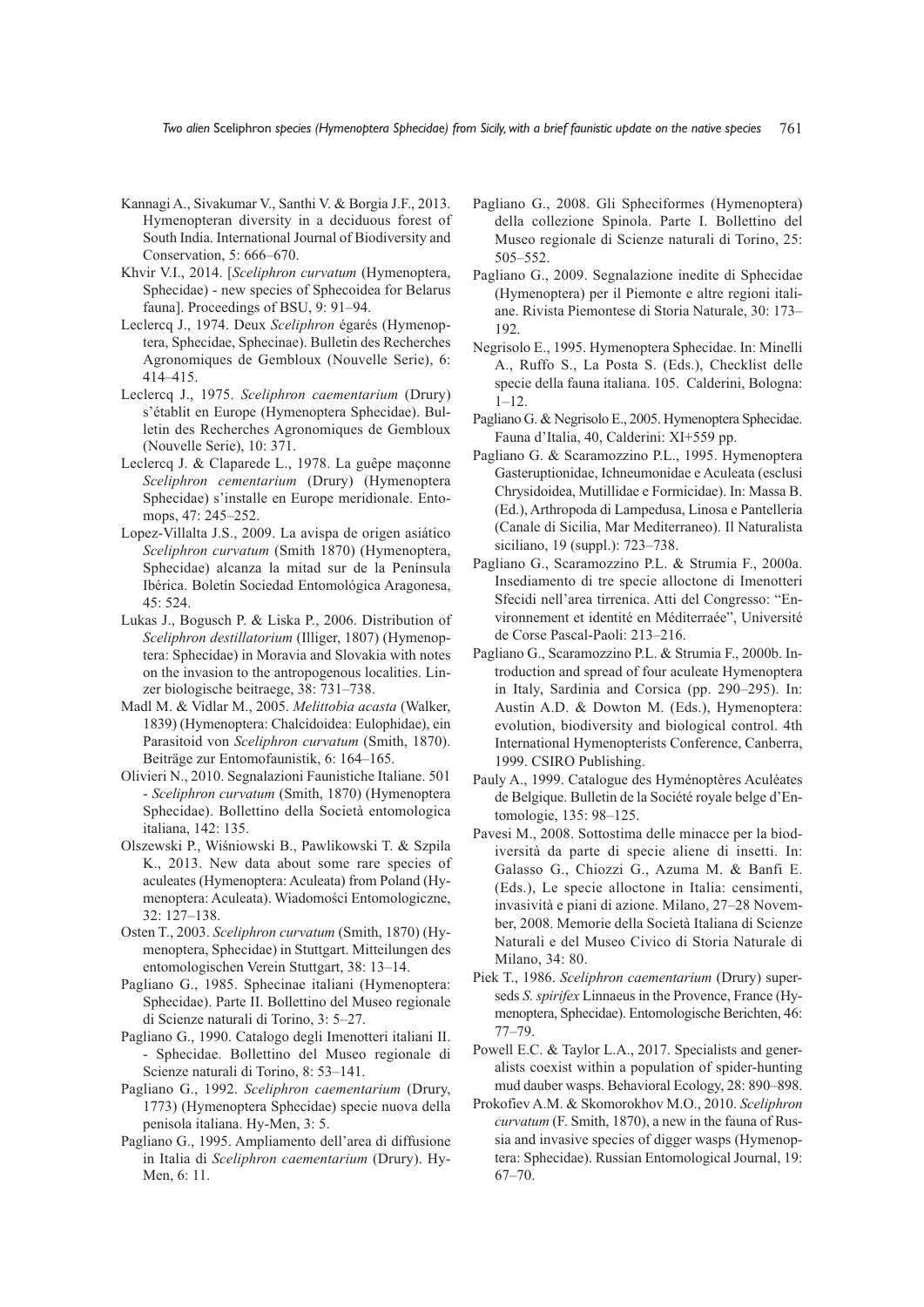Kannagi A., Sivakumar V., Santhi V. & Borgia J.F., 2013. Hymenopteran diversity in a deciduous forest of South India. International Journal of Biodiversity and Conservation, 5: 666–670.

Khvir V.I., 2014. [*Sceliphron curvatum* (Hymenoptera, Sphecidae) - new species of Sphecoidea for Belarus fauna]. Proceedings of BSU, 9: 91–94.

Leclercq J., 1974. Deux *Sceliphron* égarés (Hymenoptera, Sphecidae, Sphecinae). Bulletin des Recherches Agronomiques de Gembloux (Nouvelle Serie), 6: 414–415.

Leclercq J., 1975. *Sceliphron caementarium* (Drury) s'établit en Europe (Hymenoptera Sphecidae). Bulletin des Recherches Agronomiques de Gembloux (Nouvelle Serie), 10: 371.

Leclercq J. & Claparede L., 1978. La guêpe maçonne *Sceliphron cementarium* (Drury) (Hymenoptera Sphecidae) s'installe en Europe meridionale. Entomops, 47: 245–252.

Lopez-Villalta J.S., 2009. La avispa de origen asiático *Sceliphron curvatum* (Smith 1870) (Hymenoptera, Sphecidae) alcanza la mitad sur de la Península Ibérica. Boletín Sociedad Entomológica Aragonesa, 45: 524.

Lukas J., Bogusch P. & Liska P., 2006. Distribution of *Sceliphron destillatorium* (Illiger, 1807) (Hymenoptera: Sphecidae) in Moravia and Slovakia with notes on the invasion to the antropogenous localities. Linzer biologische beitraege, 38: 731–738.

Madl M. & Vidlar M., 2005. *Melittobia acasta* (Walker, 1839) (Hymenoptera: Chalcidoidea: Eulophidae), ein Parasitoid von *Sceliphron curvatum* (Smith, 1870). Beiträge zur Entomofaunistik, 6: 164–165.

Olivieri N., 2010. Segnalazioni Faunistiche Italiane. 501 - *Sceliphron curvatum* (Smith, 1870) (Hymenoptera Sphecidae). Bollettino della Società entomologica italiana, 142: 135.

Olszewski P., Wiśniowski B., Pawlikowski T. & Szpila K., 2013. New data about some rare species of aculeates (Hymenoptera: Aculeata) from Poland (Hymenoptera: Aculeata). Wiadomości Entomologiczne, 32: 127–138.

Osten T., 2003. *Sceliphron curvatum* (Smith, 1870) (Hymenoptera, Sphecidae) in Stuttgart. Mitteilungen des entomologischen Verein Stuttgart, 38: 13–14.

Pagliano G., 1985. Sphecinae italiani (Hymenoptera: Sphecidae). Parte II. Bollettino del Museo regionale di Scienze naturali di Torino, 3: 5–27.

Pagliano G., 1990. Catalogo degli Imenotteri italiani II. - Sphecidae. Bollettino del Museo regionale di Scienze naturali di Torino, 8: 53–141.

Pagliano G., 1992. *Sceliphron caementarium* (Drury, 1773) (Hymenoptera Sphecidae) specie nuova della penisola italiana. Hy-Men, 3: 5.

Pagliano G., 1995. Ampliamento dell'area di diffusione in Italia di *Sceliphron caementarium* (Drury). Hy-Men, 6: 11.

Pagliano G., 2008. Gli Spheciformes (Hymenoptera) della collezione Spinola. Parte I. Bollettino del Museo regionale di Scienze naturali di Torino, 25: 505–552.

Pagliano G., 2009. Segnalazione inedite di Sphecidae (Hymenoptera) per il Piemonte e altre regioni italiane. Rivista Piemontese di Storia Naturale, 30: 173–192.

Negrisolo E., 1995. Hymenoptera Sphecidae. In: Minelli A., Ruffo S., La Posta S. (Eds.), Checklist delle specie della fauna italiana. 105. Calderini, Bologna: 1–12.

Pagliano G. & Negrisolo E., 2005. Hymenoptera Sphecidae. Fauna d'Italia, 40, Calderini: XI+559 pp.

Pagliano G. & Scaramozzino P.L., 1995. Hymenoptera Gasteruptionidae, Ichneumonidae e Aculeata (esclusi Chrysidoidea, Mutillidae e Formicidae). In: Massa B. (Ed.), Arthropoda di Lampedusa, Linosa e Pantelleria (Canale di Sicilia, Mar Mediterraneo). Il Naturalista siciliano, 19 (suppl.): 723–738.

Pagliano G., Scaramozzino P.L. & Strumia F., 2000a. Insediamento di tre specie alloctone di Imenotteri Sfecidi nell'area tirrenica. Atti del Congresso: "Environnement et identité en Méditerraée", Université de Corse Pascal-Paoli: 213–216.

Pagliano G., Scaramozzino P.L. & Strumia F., 2000b. Introduction and spread of four aculeate Hymenoptera in Italy, Sardinia and Corsica (pp. 290–295). In: Austin A.D. & Dowton M. (Eds.), Hymenoptera: evolution, biodiversity and biological control. 4th International Hymenopterists Conference, Canberra, 1999. CSIRO Publishing.

Pauly A., 1999. Catalogue des Hyménoptères Aculéates de Belgique. Bulletin de la Société royale belge d'Entomologie, 135: 98–125.

Pavesi M., 2008. Sottostima delle minacce per la biodiversità da parte di specie aliene di insetti. In: Galasso G., Chiozzi G., Azuma M. & Banfi E. (Eds.), Le specie alloctone in Italia: censimenti, invasività e piani di azione. Milano, 27–28 November, 2008. Memorie della Società Italiana di Scienze Naturali e del Museo Civico di Storia Naturale di Milano, 34: 80.

Piek T., 1986. *Sceliphron caementarium* (Drury) supersedes *S. spirifex* Linnaeus in the Provence, France (Hymenoptera, Sphecidae). Entomologische Berichten, 46: 77–79.

Powell E.C. & Taylor L.A., 2017. Specialists and generalists coexist within a population of spider-hunting mud dauber wasps. Behavioral Ecology, 28: 890–898.

Prokofiev A.M. & Skomorokhov M.O., 2010. *Sceliphron curvatum* (F. Smith, 1870), a new in the fauna of Russia and invasive species of digger wasps (Hymenoptera: Sphecidae). Russian Entomological Journal, 19: 67–70.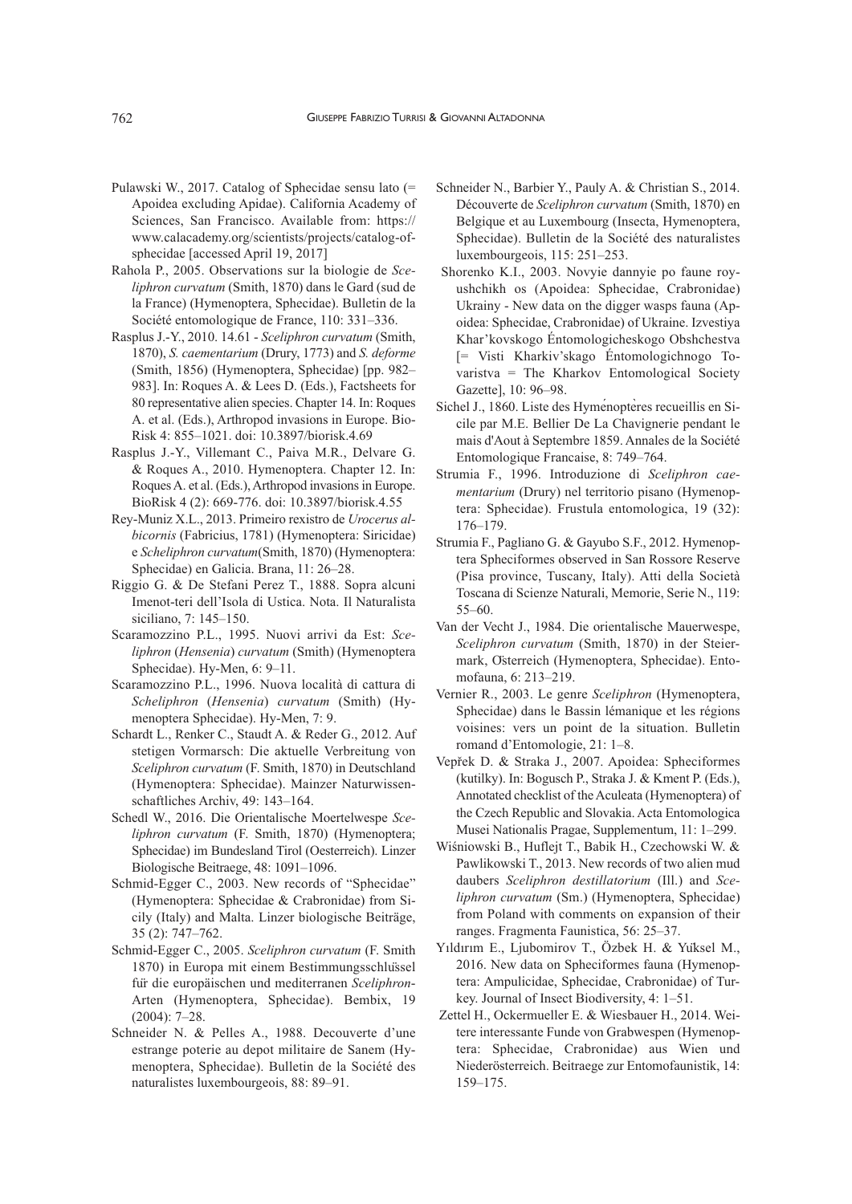Pulawski W., 2017. Catalog of Sphecidae sensu lato (= Apoidea excluding Apidae). California Academy of Sciences, San Francisco. Available from: https://www.calacademy.org/scientists/projects/catalog-of-sphecidae [accessed April 19, 2017]

Rahola P., 2005. Observations sur la biologie de *Sceliphron curvatum* (Smith, 1870) dans le Gard (sud de la France) (Hymenoptera, Sphecidae). Bulletin de la Société entomologique de France, 110: 331–336.

Rasplus J.-Y., 2010. 14.61 - *Sceliphron curvatum* (Smith, 1870), *S. caementarium* (Drury, 1773) and *S. deforme* (Smith, 1856) (Hymenoptera, Sphecidae) [pp. 982–983]. In: Roques A. & Lees D. (Eds.), Factsheets for 80 representative alien species. Chapter 14. In: Roques A. et al. (Eds.), Arthropod invasions in Europe. BioRisk 4: 855–1021. doi: 10.3897/biorisk.4.69

Rasplus J.-Y., Villemant C., Paiva M.R., Delvare G. & Roques A., 2010. Hymenoptera. Chapter 12. In: Roques A. et al. (Eds.), Arthropod invasions in Europe. BioRisk 4 (2): 669-776. doi: 10.3897/biorisk.4.55

Rey-Muniz X.L., 2013. Primeiro rexistro de *Urocerus albicornis* (Fabricius, 1781) (Hymenoptera: Siricidae) e *Scheliphron curvatum*(Smith, 1870) (Hymenoptera: Sphecidae) en Galicia. Brana, 11: 26–28.

Riggio G. & De Stefani Perez T., 1888. Sopra alcuni Imenot-teri dell'Isola di Ustica. Nota. Il Naturalista siciliano, 7: 145–150.

Scaramozzino P.L., 1995. Nuovi arrivi da Est: *Sceliphron* (*Hensenia*) *curvatum* (Smith) (Hymenoptera Sphecidae). Hy-Men, 6: 9–11.

Scaramozzino P.L., 1996. Nuova località di cattura di *Scheliphron* (*Hensenia*) *curvatum* (Smith) (Hymenoptera Sphecidae). Hy-Men, 7: 9.

Schardt L., Renker C., Staudt A. & Reder G., 2012. Auf stetigen Vormarsch: Die aktuelle Verbreitung von *Sceliphron curvatum* (F. Smith, 1870) in Deutschland (Hymenoptera: Sphecidae). Mainzer Naturwissenschaftliches Archiv, 49: 143–164.

Schedl W., 2016. Die Orientalische Moertelwespe *Sceliphron curvatum* (F. Smith, 1870) (Hymenoptera; Sphecidae) im Bundesland Tirol (Oesterreich). Linzer Biologische Beitraege, 48: 1091–1096.

Schmid-Egger C., 2003. New records of "Sphecidae" (Hymenoptera: Sphecidae & Crabronidae) from Sicily (Italy) and Malta. Linzer biologische Beiträge, 35 (2): 747–762.

Schmid-Egger C., 2005. *Sceliphron curvatum* (F. Smith 1870) in Europa mit einem Bestimmungsschlüssel für die europäischen und mediterranen *Sceliphron*-Arten (Hymenoptera, Sphecidae). Bembix, 19 (2004): 7–28.

Schneider N. & Pelles A., 1988. Decouverte d'une estrange poterie au depot militaire de Sanem (Hymenoptera, Sphecidae). Bulletin de la Société des naturalistes luxembourgeois, 88: 89–91.

Schneider N., Barbier Y., Pauly A. & Christian S., 2014. Découverte de *Sceliphron curvatum* (Smith, 1870) en Belgique et au Luxembourg (Insecta, Hymenoptera, Sphecidae). Bulletin de la Société des naturalistes luxembourgeois, 115: 251–253.

Shorenko K.I., 2003. Novyie dannyie po faune royushchikh os (Apoidea: Sphecidae, Crabronidae) Ukrainy - New data on the digger wasps fauna (Apoidea: Sphecidae, Crabronidae) of Ukraine. Izvestiya Khar'kovskogo Éntomologicheskogo Obshchestva [= Visti Kharkiv'skago Éntomologichnogo Tovaristva = The Kharkov Entomological Society Gazette], 10: 96–98.

Sichel J., 1860. Liste des Hyménoptères recueillis en Sicile par M.E. Bellier De La Chavignerie pendant le mais d'Aout à Septembre 1859. Annales de la Société Entomologique Francaise, 8: 749–764.

Strumia F., 1996. Introduzione di *Sceliphron caementarium* (Drury) nel territorio pisano (Hymenoptera: Sphecidae). Frustula entomologica, 19 (32): 176–179.

Strumia F., Pagliano G. & Gayubo S.F., 2012. Hymenoptera Spheciformes observed in San Rossore Reserve (Pisa province, Tuscany, Italy). Atti della Società Toscana di Scienze Naturali, Memorie, Serie N., 119: 55–60.

Van der Vecht J., 1984. Die orientalische Mauerwespe, *Sceliphron curvatum* (Smith, 1870) in der Steiermark, Österreich (Hymenoptera, Sphecidae). Entomofauna, 6: 213–219.

Vernier R., 2003. Le genre *Sceliphron* (Hymenoptera, Sphecidae) dans le Bassin lémanique et les régions voisines: vers un point de la situation. Bulletin romand d'Entomologie, 21: 1–8.

Vepřek D. & Straka J., 2007. Apoidea: Spheciformes (kutilky). In: Bogusch P., Straka J. & Kment P. (Eds.), Annotated checklist of the Aculeata (Hymenoptera) of the Czech Republic and Slovakia. Acta Entomologica Musei Nationalis Pragae, Supplementum, 11: 1–299.

Wiśniowski B., Huflejt T., Babik H., Czechowski W. & Pawlikowski T., 2013. New records of two alien mud daubers *Sceliphron destillatorium* (Ill.) and *Sceliphron curvatum* (Sm.) (Hymenoptera, Sphecidae) from Poland with comments on expansion of their ranges. Fragmenta Faunistica, 56: 25–37.

Yıldırım E., Ljubomirov T., Özbek H. & Yüksel M., 2016. New data on Spheciformes fauna (Hymenoptera: Ampulicidae, Sphecidae, Crabronidae) of Turkey. Journal of Insect Biodiversity, 4: 1–51.

Zettel H., Ockermueller E. & Wiesbauer H., 2014. Weitere interessante Funde von Grabwespen (Hymenoptera: Sphecidae, Crabronidae) aus Wien und Niederösterreich. Beitraege zur Entomofaunistik, 14: 159–175.